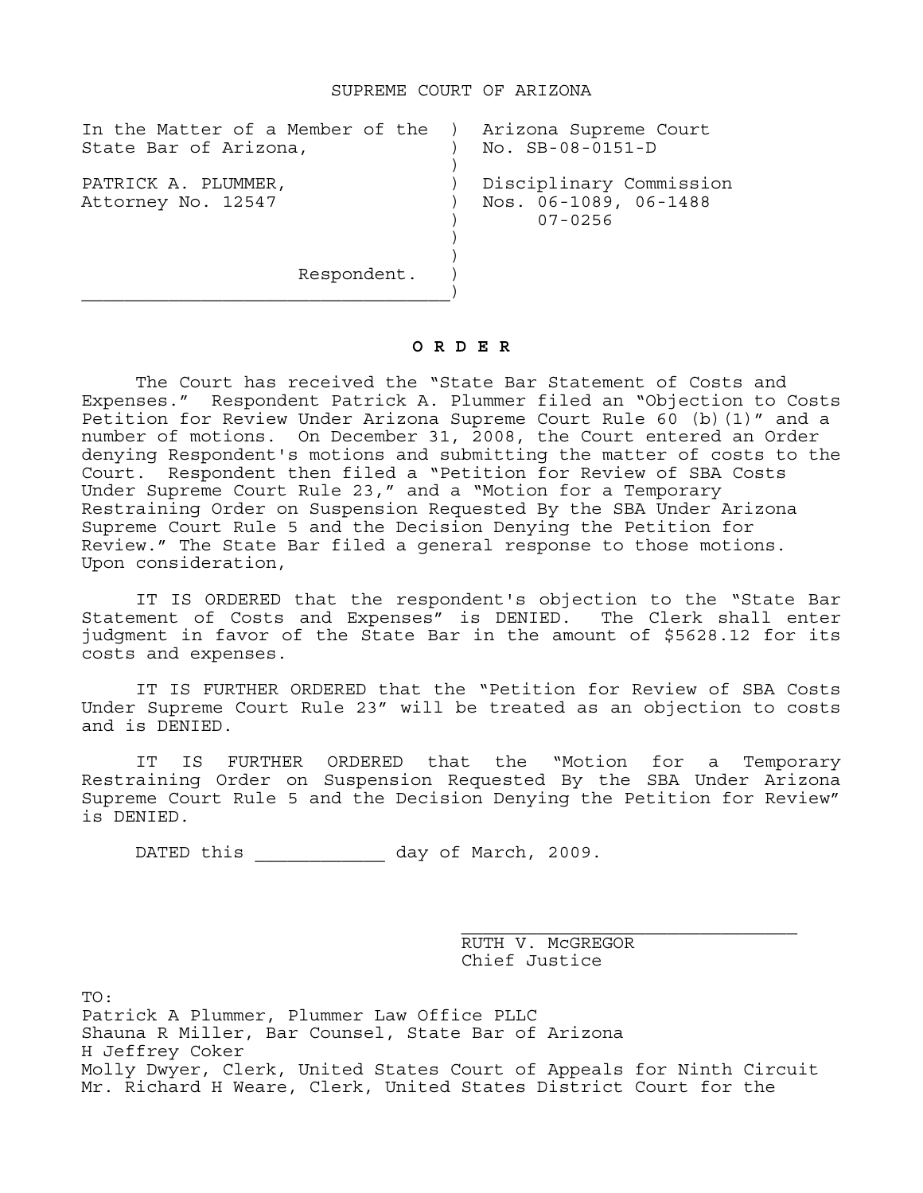SUPREME COURT OF ARIZONA

| | |
|---|---|
| In the Matter of a Member of the State Bar of Arizona, | Arizona Supreme Court No. SB-08-0151-D |
| PATRICK A. PLUMMER, Attorney No. 12547 | Disciplinary Commission Nos. 06-1089, 06-1488 07-0256 |
| Respondent. | |

**O R D E R**

The Court has received the "State Bar Statement of Costs and Expenses." Respondent Patrick A. Plummer filed an "Objection to Costs Petition for Review Under Arizona Supreme Court Rule 60 (b)(1)" and a number of motions. On December 31, 2008, the Court entered an Order denying Respondent's motions and submitting the matter of costs to the Court. Respondent then filed a "Petition for Review of SBA Costs Under Supreme Court Rule 23," and a "Motion for a Temporary Restraining Order on Suspension Requested By the SBA Under Arizona Supreme Court Rule 5 and the Decision Denying the Petition for Review." The State Bar filed a general response to those motions. Upon consideration,

IT IS ORDERED that the respondent's objection to the "State Bar Statement of Costs and Expenses" is DENIED. The Clerk shall enter judgment in favor of the State Bar in the amount of $5628.12 for its costs and expenses.

IT IS FURTHER ORDERED that the "Petition for Review of SBA Costs Under Supreme Court Rule 23" will be treated as an objection to costs and is DENIED.

IT IS FURTHER ORDERED that the "Motion for a Temporary Restraining Order on Suspension Requested By the SBA Under Arizona Supreme Court Rule 5 and the Decision Denying the Petition for Review" is DENIED.

DATED this ____________ day of March, 2009.

______________________________
RUTH V. McGREGOR
Chief Justice

TO:
Patrick A Plummer, Plummer Law Office PLLC
Shauna R Miller, Bar Counsel, State Bar of Arizona
H Jeffrey Coker
Molly Dwyer, Clerk, United States Court of Appeals for Ninth Circuit
Mr. Richard H Weare, Clerk, United States District Court for the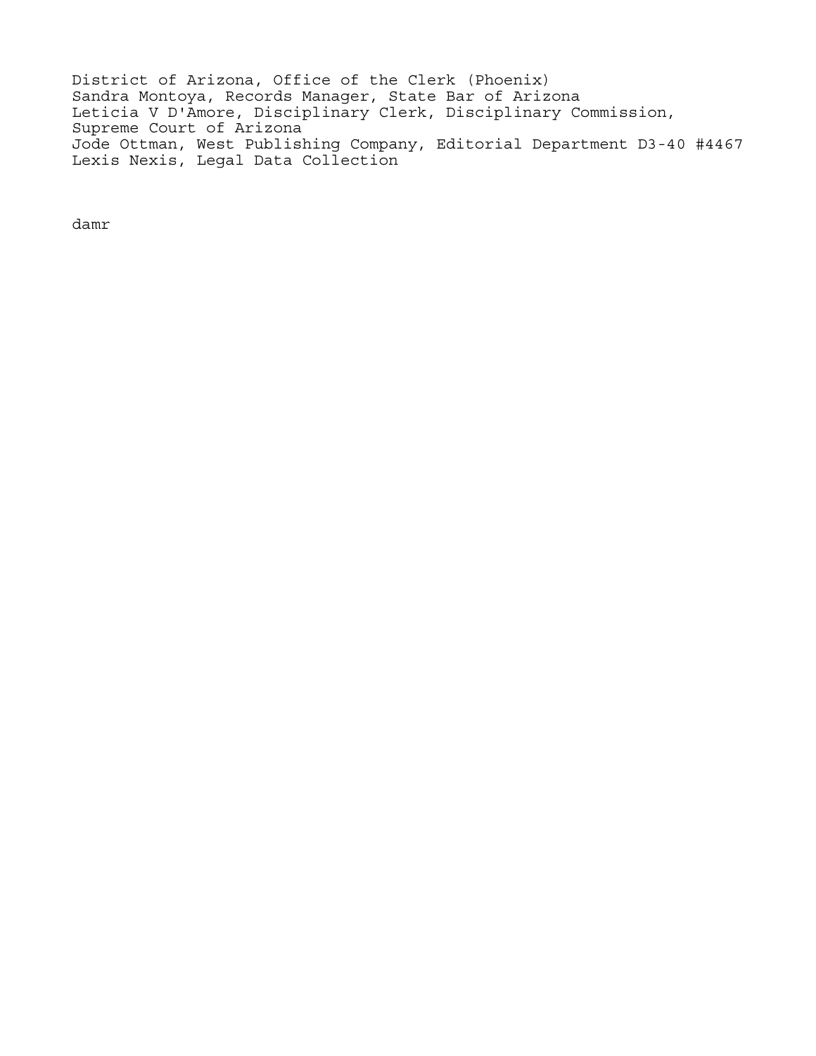District of Arizona, Office of the Clerk (Phoenix)
Sandra Montoya, Records Manager, State Bar of Arizona
Leticia V D'Amore, Disciplinary Clerk, Disciplinary Commission, Supreme Court of Arizona
Jode Ottman, West Publishing Company, Editorial Department D3-40 #4467
Lexis Nexis, Legal Data Collection

damr